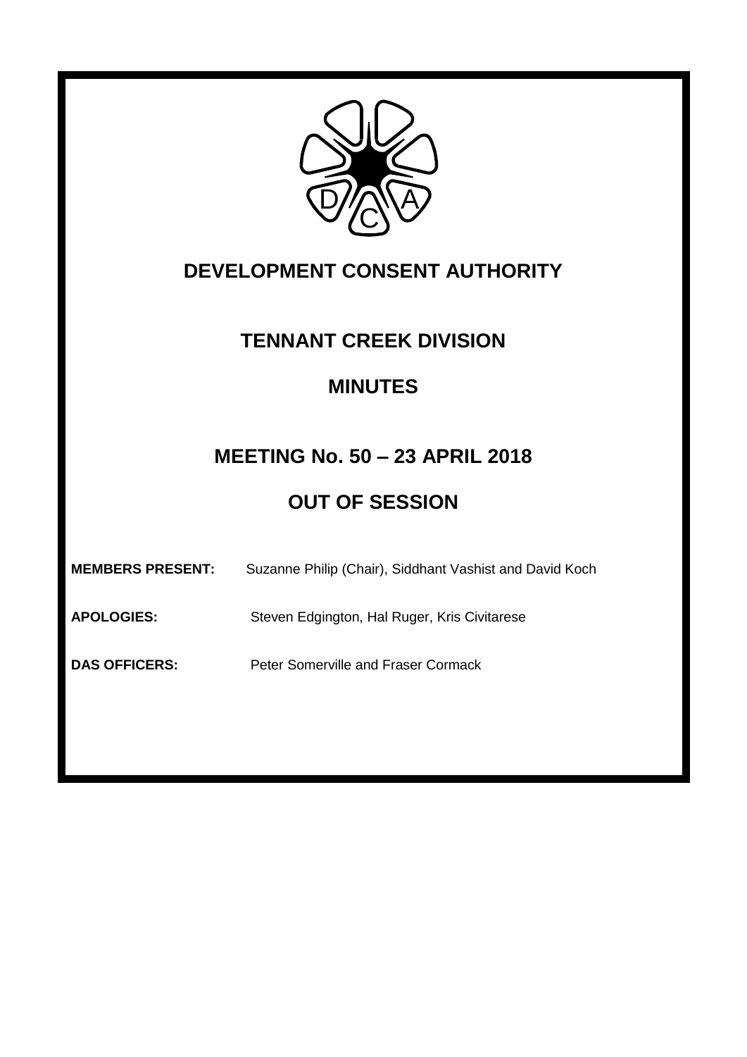# DEVELOPMENT CONSENT AUTHORITY

## TENNANT CREEK DIVISION

## MINUTES

## MEETING No. 50 – 23 APRIL 2018

## OUT OF SESSION

**MEMBERS PRESENT:** Suzanne Philip (Chair), Siddhant Vashist and David Koch

**APOLOGIES:** Steven Edgington, Hal Ruger, Kris Civitarese

**DAS OFFICERS:** Peter Somerville and Fraser Cormack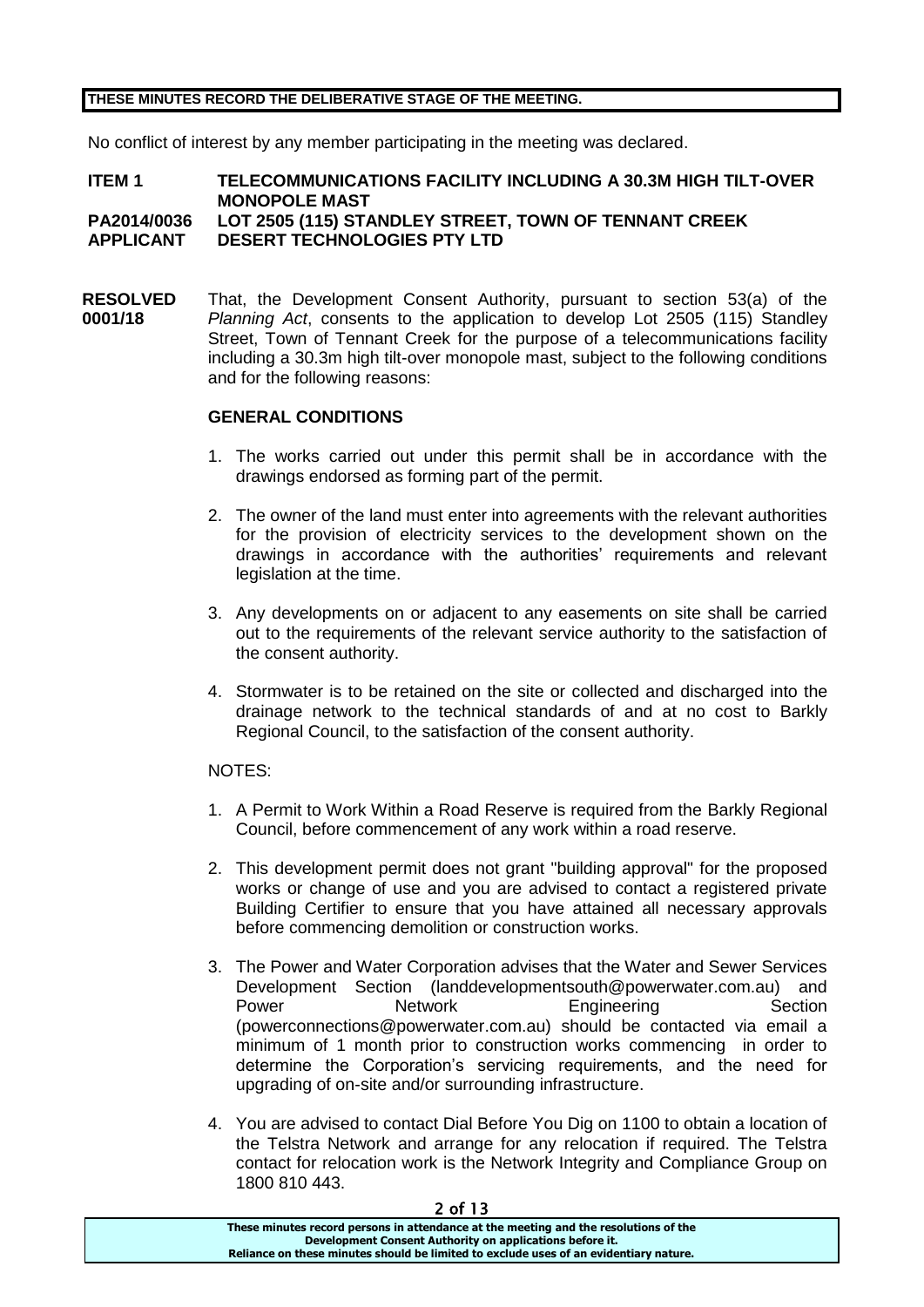**THESE MINUTES RECORD THE DELIBERATIVE STAGE OF THE MEETING.**

No conflict of interest by any member participating in the meeting was declared.

**ITEM 1 TELECOMMUNICATIONS FACILITY INCLUDING A 30.3M HIGH TILT-OVER MONOPOLE MAST**
**PA2014/0036 LOT 2505 (115) STANDLEY STREET, TOWN OF TENNANT CREEK**
**APPLICANT DESERT TECHNOLOGIES PTY LTD**

**RESOLVED 0001/18** That, the Development Consent Authority, pursuant to section 53(a) of the *Planning Act*, consents to the application to develop Lot 2505 (115) Standley Street, Town of Tennant Creek for the purpose of a telecommunications facility including a 30.3m high tilt-over monopole mast, subject to the following conditions and for the following reasons:

**GENERAL CONDITIONS**

1. The works carried out under this permit shall be in accordance with the drawings endorsed as forming part of the permit.
2. The owner of the land must enter into agreements with the relevant authorities for the provision of electricity services to the development shown on the drawings in accordance with the authorities' requirements and relevant legislation at the time.
3. Any developments on or adjacent to any easements on site shall be carried out to the requirements of the relevant service authority to the satisfaction of the consent authority.
4. Stormwater is to be retained on the site or collected and discharged into the drainage network to the technical standards of and at no cost to Barkly Regional Council, to the satisfaction of the consent authority.

NOTES:

1. A Permit to Work Within a Road Reserve is required from the Barkly Regional Council, before commencement of any work within a road reserve.
2. This development permit does not grant "building approval" for the proposed works or change of use and you are advised to contact a registered private Building Certifier to ensure that you have attained all necessary approvals before commencing demolition or construction works.
3. The Power and Water Corporation advises that the Water and Sewer Services Development Section (landdevelopmentsouth@powerwater.com.au) and Power Network Engineering Section (powerconnections@powerwater.com.au) should be contacted via email a minimum of 1 month prior to construction works commencing in order to determine the Corporation's servicing requirements, and the need for upgrading of on-site and/or surrounding infrastructure.
4. You are advised to contact Dial Before You Dig on 1100 to obtain a location of the Telstra Network and arrange for any relocation if required. The Telstra contact for relocation work is the Network Integrity and Compliance Group on 1800 810 443.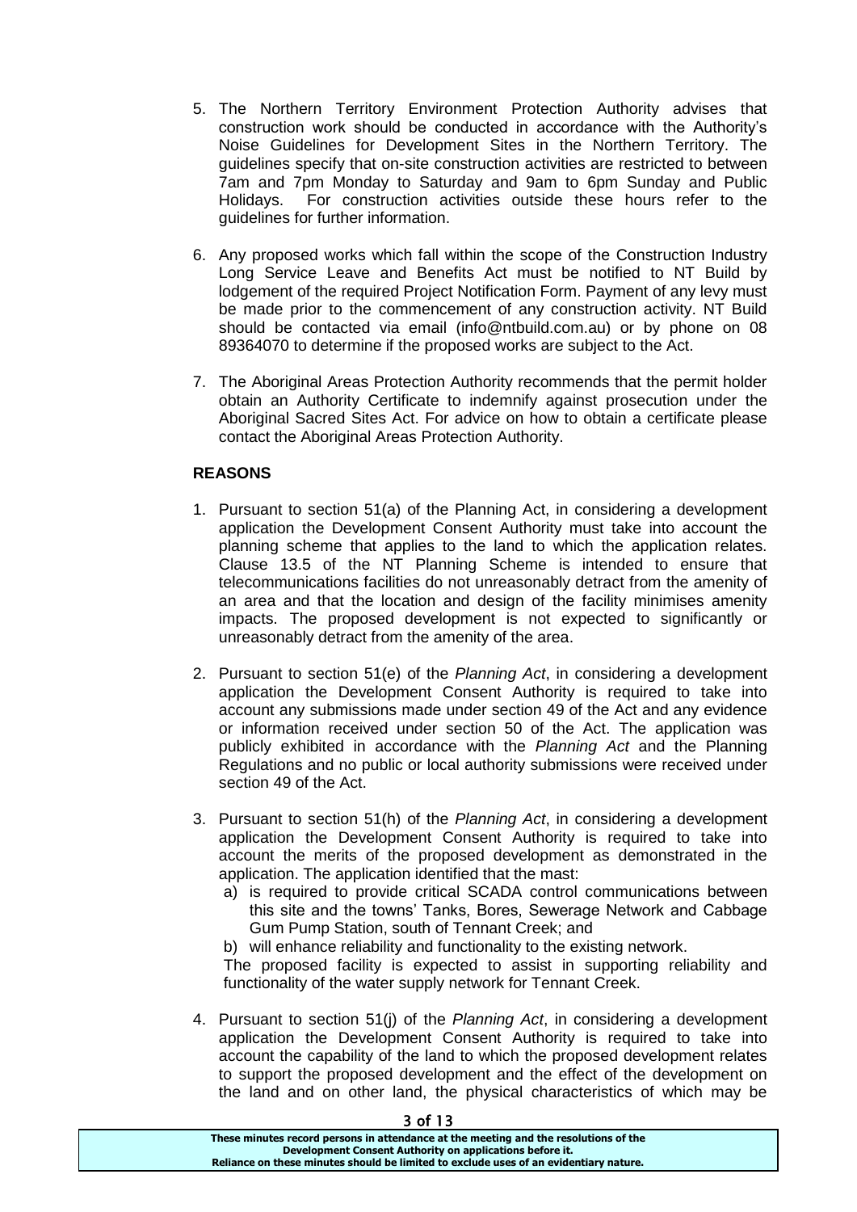5. The Northern Territory Environment Protection Authority advises that construction work should be conducted in accordance with the Authority's Noise Guidelines for Development Sites in the Northern Territory. The guidelines specify that on-site construction activities are restricted to between 7am and 7pm Monday to Saturday and 9am to 6pm Sunday and Public Holidays. For construction activities outside these hours refer to the guidelines for further information.

6. Any proposed works which fall within the scope of the Construction Industry Long Service Leave and Benefits Act must be notified to NT Build by lodgement of the required Project Notification Form. Payment of any levy must be made prior to the commencement of any construction activity. NT Build should be contacted via email (info@ntbuild.com.au) or by phone on 08 89364070 to determine if the proposed works are subject to the Act.

7. The Aboriginal Areas Protection Authority recommends that the permit holder obtain an Authority Certificate to indemnify against prosecution under the Aboriginal Sacred Sites Act. For advice on how to obtain a certificate please contact the Aboriginal Areas Protection Authority.

**REASONS**

1. Pursuant to section 51(a) of the Planning Act, in considering a development application the Development Consent Authority must take into account the planning scheme that applies to the land to which the application relates. Clause 13.5 of the NT Planning Scheme is intended to ensure that telecommunications facilities do not unreasonably detract from the amenity of an area and that the location and design of the facility minimises amenity impacts. The proposed development is not expected to significantly or unreasonably detract from the amenity of the area.

2. Pursuant to section 51(e) of the *Planning Act*, in considering a development application the Development Consent Authority is required to take into account any submissions made under section 49 of the Act and any evidence or information received under section 50 of the Act. The application was publicly exhibited in accordance with the *Planning Act* and the Planning Regulations and no public or local authority submissions were received under section 49 of the Act.

3. Pursuant to section 51(h) of the *Planning Act*, in considering a development application the Development Consent Authority is required to take into account the merits of the proposed development as demonstrated in the application. The application identified that the mast:
   a) is required to provide critical SCADA control communications between this site and the towns' Tanks, Bores, Sewerage Network and Cabbage Gum Pump Station, south of Tennant Creek; and
   b) will enhance reliability and functionality to the existing network.

   The proposed facility is expected to assist in supporting reliability and functionality of the water supply network for Tennant Creek.

4. Pursuant to section 51(j) of the *Planning Act*, in considering a development application the Development Consent Authority is required to take into account the capability of the land to which the proposed development relates to support the proposed development and the effect of the development on the land and on other land, the physical characteristics of which may be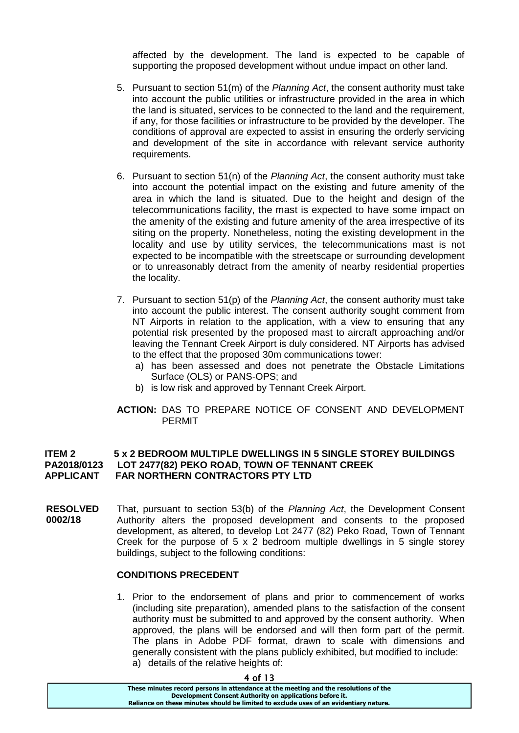affected by the development. The land is expected to be capable of supporting the proposed development without undue impact on other land.

5. Pursuant to section 51(m) of the *Planning Act*, the consent authority must take into account the public utilities or infrastructure provided in the area in which the land is situated, services to be connected to the land and the requirement, if any, for those facilities or infrastructure to be provided by the developer. The conditions of approval are expected to assist in ensuring the orderly servicing and development of the site in accordance with relevant service authority requirements.

6. Pursuant to section 51(n) of the *Planning Act*, the consent authority must take into account the potential impact on the existing and future amenity of the area in which the land is situated. Due to the height and design of the telecommunications facility, the mast is expected to have some impact on the amenity of the existing and future amenity of the area irrespective of its siting on the property. Nonetheless, noting the existing development in the locality and use by utility services, the telecommunications mast is not expected to be incompatible with the streetscape or surrounding development or to unreasonably detract from the amenity of nearby residential properties the locality.

7. Pursuant to section 51(p) of the *Planning Act*, the consent authority must take into account the public interest. The consent authority sought comment from NT Airports in relation to the application, with a view to ensuring that any potential risk presented by the proposed mast to aircraft approaching and/or leaving the Tennant Creek Airport is duly considered. NT Airports has advised to the effect that the proposed 30m communications tower:
   a) has been assessed and does not penetrate the Obstacle Limitations Surface (OLS) or PANS-OPS; and
   b) is low risk and approved by Tennant Creek Airport.

**ACTION:** DAS TO PREPARE NOTICE OF CONSENT AND DEVELOPMENT PERMIT

**ITEM 2 5 x 2 BEDROOM MULTIPLE DWELLINGS IN 5 SINGLE STOREY BUILDINGS**
**PA2018/0123 LOT 2477(82) PEKO ROAD, TOWN OF TENNANT CREEK**
**APPLICANT FAR NORTHERN CONTRACTORS PTY LTD**

**RESOLVED 0002/18** That, pursuant to section 53(b) of the *Planning Act*, the Development Consent Authority alters the proposed development and consents to the proposed development, as altered, to develop Lot 2477 (82) Peko Road, Town of Tennant Creek for the purpose of 5 x 2 bedroom multiple dwellings in 5 single storey buildings, subject to the following conditions:

**CONDITIONS PRECEDENT**

1. Prior to the endorsement of plans and prior to commencement of works (including site preparation), amended plans to the satisfaction of the consent authority must be submitted to and approved by the consent authority. When approved, the plans will be endorsed and will then form part of the permit. The plans in Adobe PDF format, drawn to scale with dimensions and generally consistent with the plans publicly exhibited, but modified to include:
   a) details of the relative heights of:

These minutes record persons in attendance at the meeting and the resolutions of the Development Consent Authority on applications before it.
Reliance on these minutes should be limited to exclude uses of an evidentiary nature.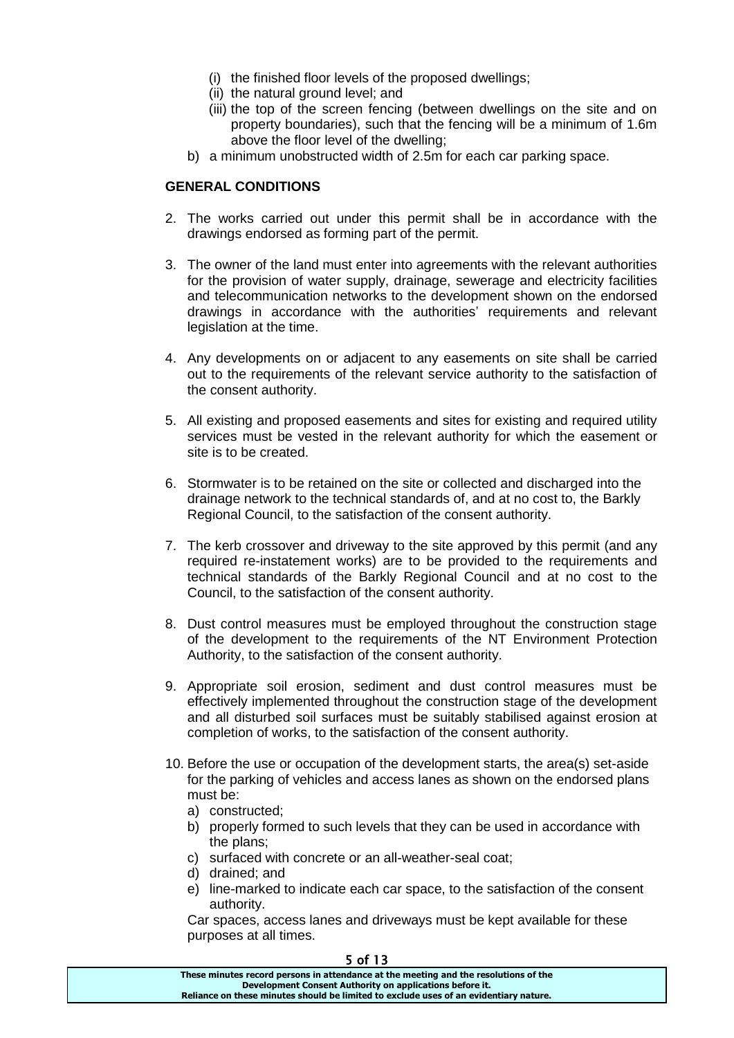(i) the finished floor levels of the proposed dwellings;
(ii) the natural ground level; and
(iii) the top of the screen fencing (between dwellings on the site and on property boundaries), such that the fencing will be a minimum of 1.6m above the floor level of the dwelling;

b) a minimum unobstructed width of 2.5m for each car parking space.

**GENERAL CONDITIONS**

2. The works carried out under this permit shall be in accordance with the drawings endorsed as forming part of the permit.

3. The owner of the land must enter into agreements with the relevant authorities for the provision of water supply, drainage, sewerage and electricity facilities and telecommunication networks to the development shown on the endorsed drawings in accordance with the authorities' requirements and relevant legislation at the time.

4. Any developments on or adjacent to any easements on site shall be carried out to the requirements of the relevant service authority to the satisfaction of the consent authority.

5. All existing and proposed easements and sites for existing and required utility services must be vested in the relevant authority for which the easement or site is to be created.

6. Stormwater is to be retained on the site or collected and discharged into the drainage network to the technical standards of, and at no cost to, the Barkly Regional Council, to the satisfaction of the consent authority.

7. The kerb crossover and driveway to the site approved by this permit (and any required re-instatement works) are to be provided to the requirements and technical standards of the Barkly Regional Council and at no cost to the Council, to the satisfaction of the consent authority.

8. Dust control measures must be employed throughout the construction stage of the development to the requirements of the NT Environment Protection Authority, to the satisfaction of the consent authority.

9. Appropriate soil erosion, sediment and dust control measures must be effectively implemented throughout the construction stage of the development and all disturbed soil surfaces must be suitably stabilised against erosion at completion of works, to the satisfaction of the consent authority.

10. Before the use or occupation of the development starts, the area(s) set-aside for the parking of vehicles and access lanes as shown on the endorsed plans must be:
    a) constructed;
    b) properly formed to such levels that they can be used in accordance with the plans;
    c) surfaced with concrete or an all-weather-seal coat;
    d) drained; and
    e) line-marked to indicate each car space, to the satisfaction of the consent authority.

    Car spaces, access lanes and driveways must be kept available for these purposes at all times.

These minutes record persons in attendance at the meeting and the resolutions of the Development Consent Authority on applications before it.
Reliance on these minutes should be limited to exclude uses of an evidentiary nature.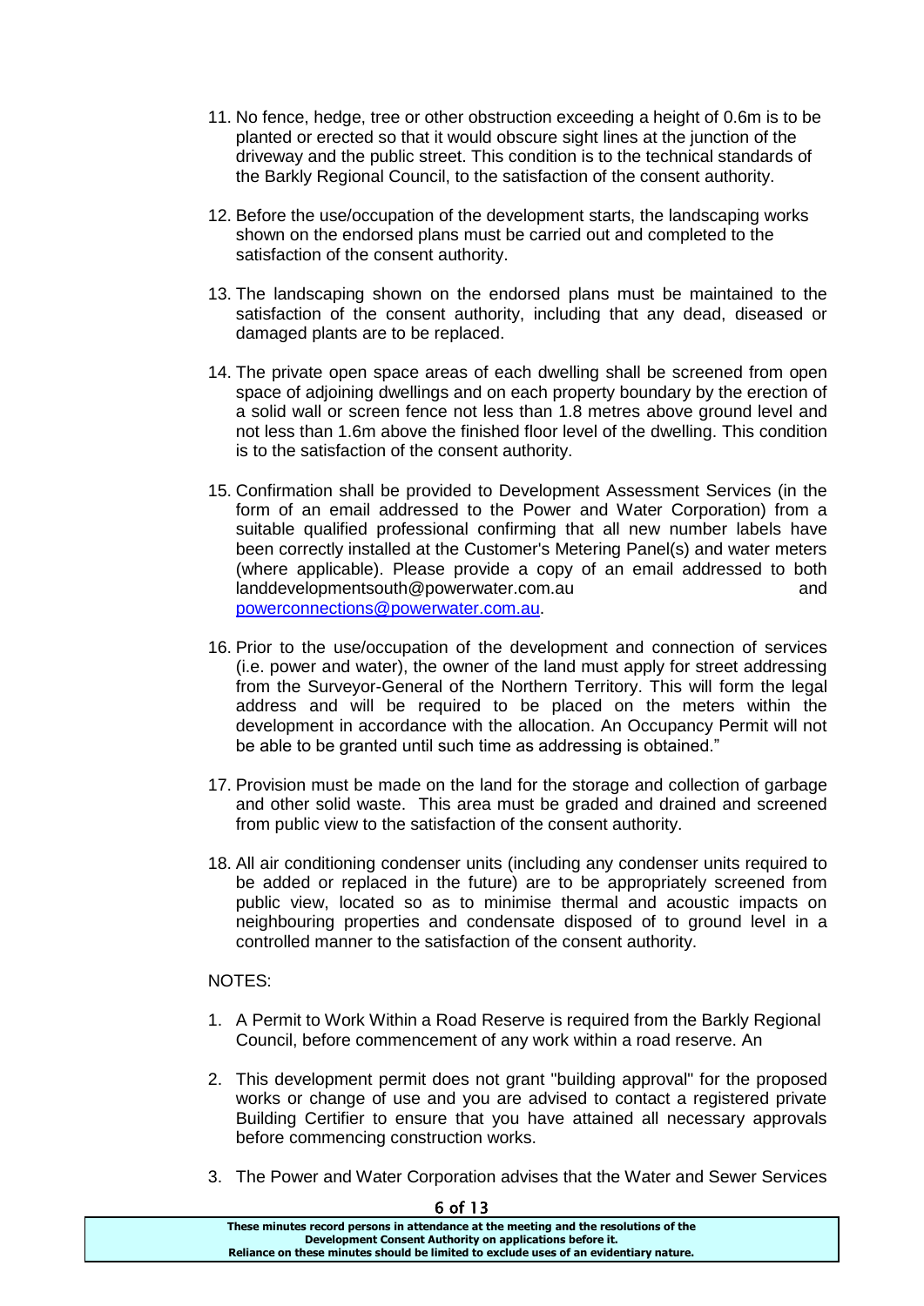11. No fence, hedge, tree or other obstruction exceeding a height of 0.6m is to be planted or erected so that it would obscure sight lines at the junction of the driveway and the public street. This condition is to the technical standards of the Barkly Regional Council, to the satisfaction of the consent authority.

12. Before the use/occupation of the development starts, the landscaping works shown on the endorsed plans must be carried out and completed to the satisfaction of the consent authority.

13. The landscaping shown on the endorsed plans must be maintained to the satisfaction of the consent authority, including that any dead, diseased or damaged plants are to be replaced.

14. The private open space areas of each dwelling shall be screened from open space of adjoining dwellings and on each property boundary by the erection of a solid wall or screen fence not less than 1.8 metres above ground level and not less than 1.6m above the finished floor level of the dwelling. This condition is to the satisfaction of the consent authority.

15. Confirmation shall be provided to Development Assessment Services (in the form of an email addressed to the Power and Water Corporation) from a suitable qualified professional confirming that all new number labels have been correctly installed at the Customer's Metering Panel(s) and water meters (where applicable). Please provide a copy of an email addressed to both landdevelopmentsouth@powerwater.com.au and powerconnections@powerwater.com.au.

16. Prior to the use/occupation of the development and connection of services (i.e. power and water), the owner of the land must apply for street addressing from the Surveyor-General of the Northern Territory. This will form the legal address and will be required to be placed on the meters within the development in accordance with the allocation. An Occupancy Permit will not be able to be granted until such time as addressing is obtained."

17. Provision must be made on the land for the storage and collection of garbage and other solid waste. This area must be graded and drained and screened from public view to the satisfaction of the consent authority.

18. All air conditioning condenser units (including any condenser units required to be added or replaced in the future) are to be appropriately screened from public view, located so as to minimise thermal and acoustic impacts on neighbouring properties and condensate disposed of to ground level in a controlled manner to the satisfaction of the consent authority.

NOTES:

1. A Permit to Work Within a Road Reserve is required from the Barkly Regional Council, before commencement of any work within a road reserve. An

2. This development permit does not grant "building approval" for the proposed works or change of use and you are advised to contact a registered private Building Certifier to ensure that you have attained all necessary approvals before commencing construction works.

3. The Power and Water Corporation advises that the Water and Sewer Services

These minutes record persons in attendance at the meeting and the resolutions of the Development Consent Authority on applications before it.
Reliance on these minutes should be limited to exclude uses of an evidentiary nature.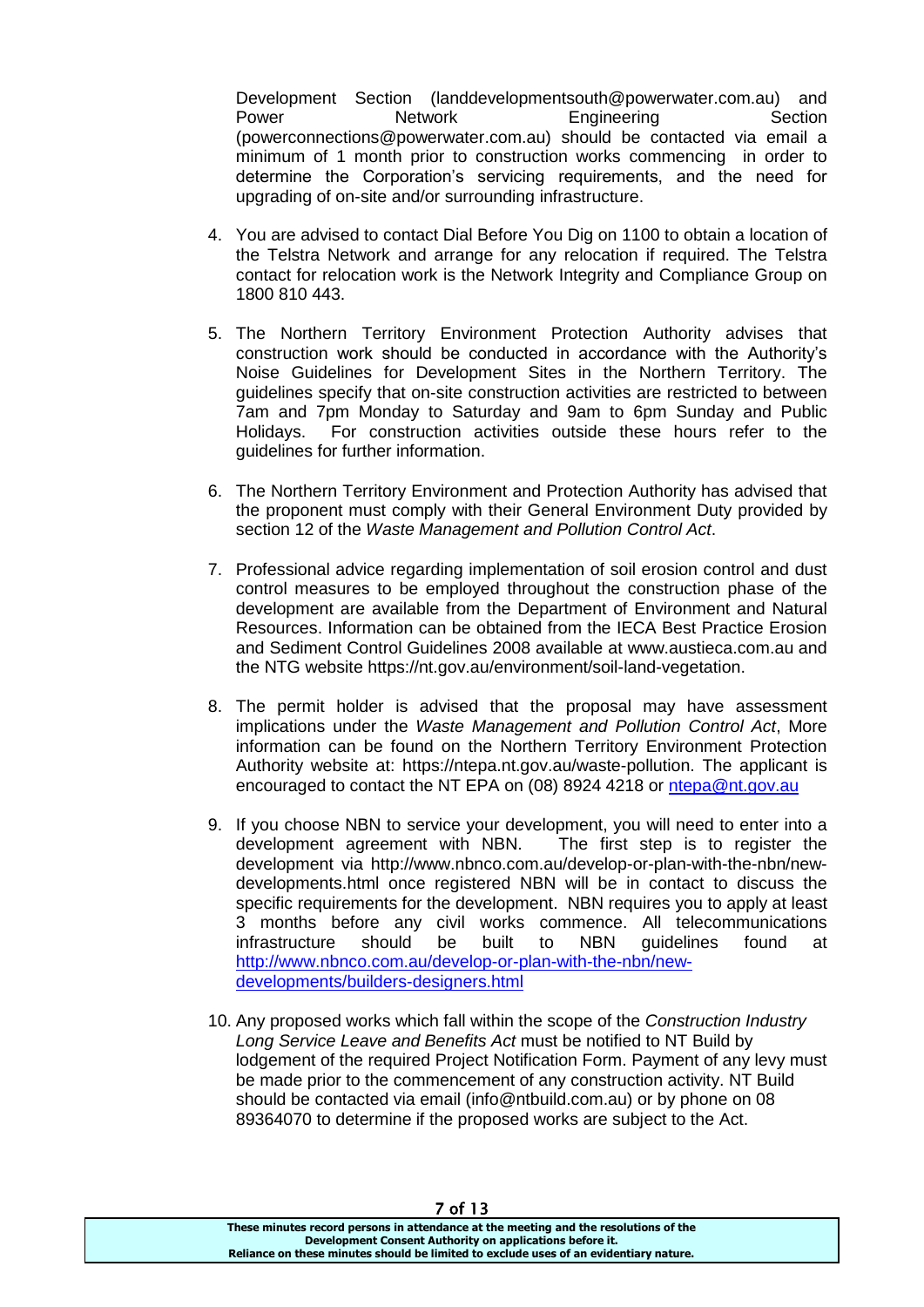Development Section (landdevelopmentsouth@powerwater.com.au) and Power Network Engineering Section (powerconnections@powerwater.com.au) should be contacted via email a minimum of 1 month prior to construction works commencing in order to determine the Corporation's servicing requirements, and the need for upgrading of on-site and/or surrounding infrastructure.

4. You are advised to contact Dial Before You Dig on 1100 to obtain a location of the Telstra Network and arrange for any relocation if required. The Telstra contact for relocation work is the Network Integrity and Compliance Group on 1800 810 443.

5. The Northern Territory Environment Protection Authority advises that construction work should be conducted in accordance with the Authority's Noise Guidelines for Development Sites in the Northern Territory. The guidelines specify that on-site construction activities are restricted to between 7am and 7pm Monday to Saturday and 9am to 6pm Sunday and Public Holidays. For construction activities outside these hours refer to the guidelines for further information.

6. The Northern Territory Environment and Protection Authority has advised that the proponent must comply with their General Environment Duty provided by section 12 of the *Waste Management and Pollution Control Act*.

7. Professional advice regarding implementation of soil erosion control and dust control measures to be employed throughout the construction phase of the development are available from the Department of Environment and Natural Resources. Information can be obtained from the IECA Best Practice Erosion and Sediment Control Guidelines 2008 available at www.austieca.com.au and the NTG website https://nt.gov.au/environment/soil-land-vegetation.

8. The permit holder is advised that the proposal may have assessment implications under the *Waste Management and Pollution Control Act*, More information can be found on the Northern Territory Environment Protection Authority website at: https://ntepa.nt.gov.au/waste-pollution. The applicant is encouraged to contact the NT EPA on (08) 8924 4218 or ntepa@nt.gov.au

9. If you choose NBN to service your development, you will need to enter into a development agreement with NBN. The first step is to register the development via http://www.nbnco.com.au/develop-or-plan-with-the-nbn/new-developments.html once registered NBN will be in contact to discuss the specific requirements for the development. NBN requires you to apply at least 3 months before any civil works commence. All telecommunications infrastructure should be built to NBN guidelines found at http://www.nbnco.com.au/develop-or-plan-with-the-nbn/new-developments/builders-designers.html

10. Any proposed works which fall within the scope of the *Construction Industry Long Service Leave and Benefits Act* must be notified to NT Build by lodgement of the required Project Notification Form. Payment of any levy must be made prior to the commencement of any construction activity. NT Build should be contacted via email (info@ntbuild.com.au) or by phone on 08 89364070 to determine if the proposed works are subject to the Act.

**These minutes record persons in attendance at the meeting and the resolutions of the Development Consent Authority on applications before it. Reliance on these minutes should be limited to exclude uses of an evidentiary nature.**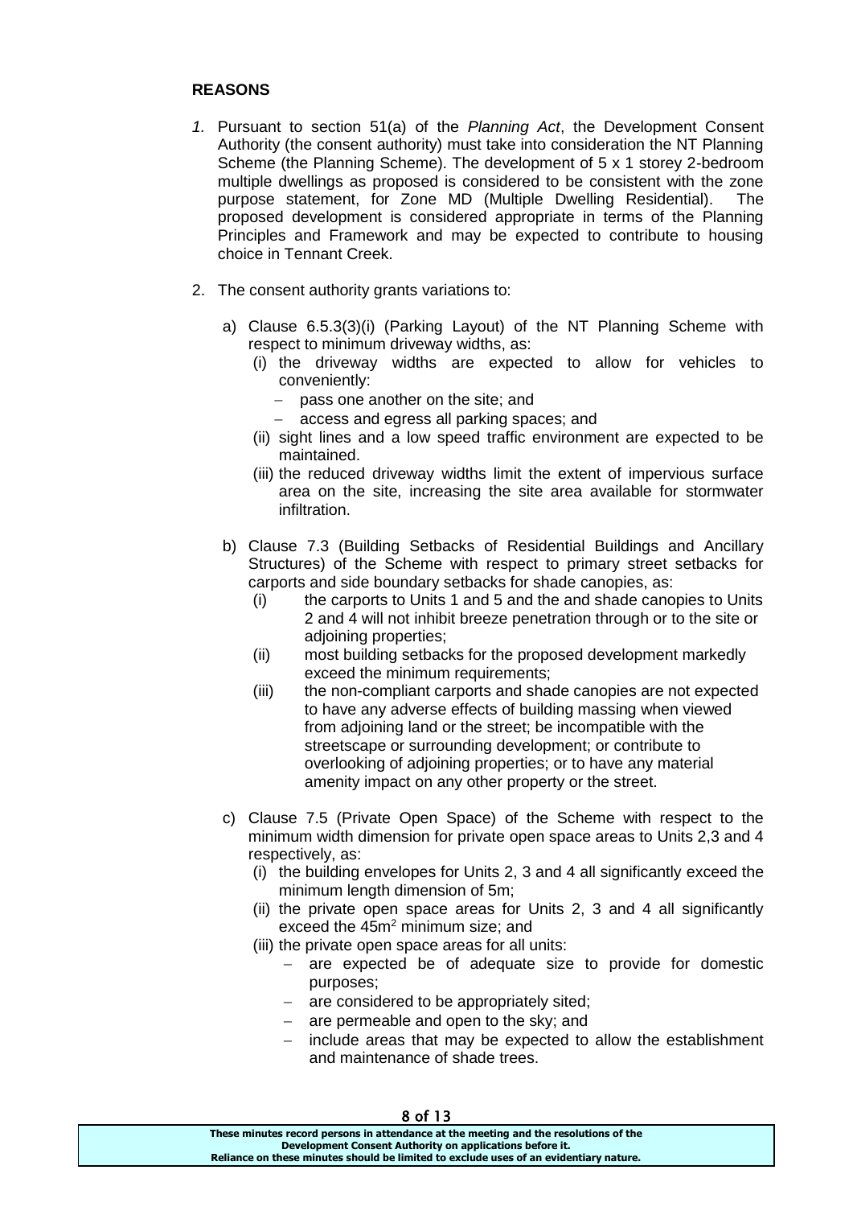**REASONS**

1. Pursuant to section 51(a) of the *Planning Act*, the Development Consent Authority (the consent authority) must take into consideration the NT Planning Scheme (the Planning Scheme). The development of 5 x 1 storey 2-bedroom multiple dwellings as proposed is considered to be consistent with the zone purpose statement, for Zone MD (Multiple Dwelling Residential). The proposed development is considered appropriate in terms of the Planning Principles and Framework and may be expected to contribute to housing choice in Tennant Creek.

2. The consent authority grants variations to:

   a) Clause 6.5.3(3)(i) (Parking Layout) of the NT Planning Scheme with respect to minimum driveway widths, as:
      (i) the driveway widths are expected to allow for vehicles to conveniently:
         - pass one another on the site; and
         - access and egress all parking spaces; and
      (ii) sight lines and a low speed traffic environment are expected to be maintained.
      (iii) the reduced driveway widths limit the extent of impervious surface area on the site, increasing the site area available for stormwater infiltration.

   b) Clause 7.3 (Building Setbacks of Residential Buildings and Ancillary Structures) of the Scheme with respect to primary street setbacks for carports and side boundary setbacks for shade canopies, as:
      (i) the carports to Units 1 and 5 and the and shade canopies to Units 2 and 4 will not inhibit breeze penetration through or to the site or adjoining properties;
      (ii) most building setbacks for the proposed development markedly exceed the minimum requirements;
      (iii) the non-compliant carports and shade canopies are not expected to have any adverse effects of building massing when viewed from adjoining land or the street; be incompatible with the streetscape or surrounding development; or contribute to overlooking of adjoining properties; or to have any material amenity impact on any other property or the street.

   c) Clause 7.5 (Private Open Space) of the Scheme with respect to the minimum width dimension for private open space areas to Units 2,3 and 4 respectively, as:
      (i) the building envelopes for Units 2, 3 and 4 all significantly exceed the minimum length dimension of 5m;
      (ii) the private open space areas for Units 2, 3 and 4 all significantly exceed the 45m$^2$ minimum size; and
      (iii) the private open space areas for all units:
         - are expected be of adequate size to provide for domestic purposes;
         - are considered to be appropriately sited;
         - are permeable and open to the sky; and
         - include areas that may be expected to allow the establishment and maintenance of shade trees.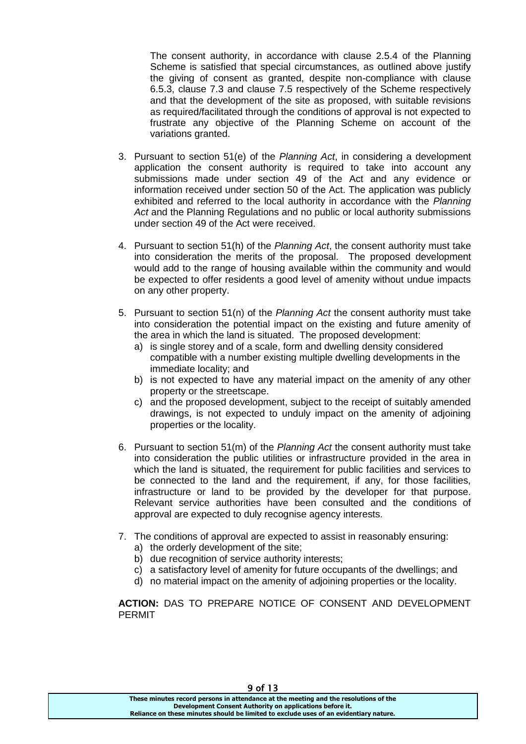The consent authority, in accordance with clause 2.5.4 of the Planning Scheme is satisfied that special circumstances, as outlined above justify the giving of consent as granted, despite non-compliance with clause 6.5.3, clause 7.3 and clause 7.5 respectively of the Scheme respectively and that the development of the site as proposed, with suitable revisions as required/facilitated through the conditions of approval is not expected to frustrate any objective of the Planning Scheme on account of the variations granted.

3. Pursuant to section 51(e) of the *Planning Act*, in considering a development application the consent authority is required to take into account any submissions made under section 49 of the Act and any evidence or information received under section 50 of the Act. The application was publicly exhibited and referred to the local authority in accordance with the *Planning Act* and the Planning Regulations and no public or local authority submissions under section 49 of the Act were received.

4. Pursuant to section 51(h) of the *Planning Act*, the consent authority must take into consideration the merits of the proposal. The proposed development would add to the range of housing available within the community and would be expected to offer residents a good level of amenity without undue impacts on any other property.

5. Pursuant to section 51(n) of the *Planning Act* the consent authority must take into consideration the potential impact on the existing and future amenity of the area in which the land is situated. The proposed development:
   a) is single storey and of a scale, form and dwelling density considered compatible with a number existing multiple dwelling developments in the immediate locality; and
   b) is not expected to have any material impact on the amenity of any other property or the streetscape.
   c) and the proposed development, subject to the receipt of suitably amended drawings, is not expected to unduly impact on the amenity of adjoining properties or the locality.

6. Pursuant to section 51(m) of the *Planning Act* the consent authority must take into consideration the public utilities or infrastructure provided in the area in which the land is situated, the requirement for public facilities and services to be connected to the land and the requirement, if any, for those facilities, infrastructure or land to be provided by the developer for that purpose. Relevant service authorities have been consulted and the conditions of approval are expected to duly recognise agency interests.

7. The conditions of approval are expected to assist in reasonably ensuring:
   a) the orderly development of the site;
   b) due recognition of service authority interests;
   c) a satisfactory level of amenity for future occupants of the dwellings; and
   d) no material impact on the amenity of adjoining properties or the locality.

**ACTION:** DAS TO PREPARE NOTICE OF CONSENT AND DEVELOPMENT PERMIT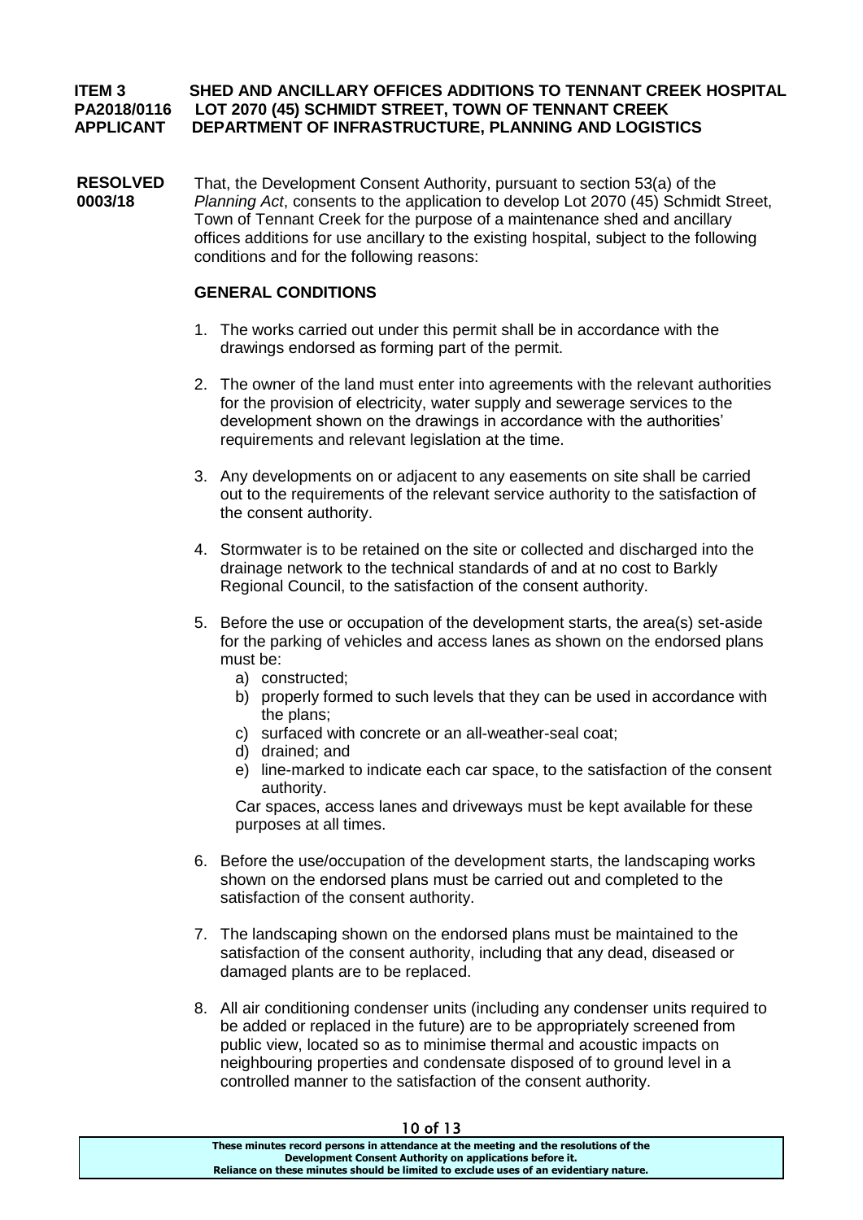**ITEM 3 SHED AND ANCILLARY OFFICES ADDITIONS TO TENNANT CREEK HOSPITAL**
**PA2018/0116 LOT 2070 (45) SCHMIDT STREET, TOWN OF TENNANT CREEK**
**APPLICANT DEPARTMENT OF INFRASTRUCTURE, PLANNING AND LOGISTICS**

**RESOLVED 0003/18**

That, the Development Consent Authority, pursuant to section 53(a) of the *Planning Act*, consents to the application to develop Lot 2070 (45) Schmidt Street, Town of Tennant Creek for the purpose of a maintenance shed and ancillary offices additions for use ancillary to the existing hospital, subject to the following conditions and for the following reasons:

**GENERAL CONDITIONS**

1. The works carried out under this permit shall be in accordance with the drawings endorsed as forming part of the permit.

2. The owner of the land must enter into agreements with the relevant authorities for the provision of electricity, water supply and sewerage services to the development shown on the drawings in accordance with the authorities' requirements and relevant legislation at the time.

3. Any developments on or adjacent to any easements on site shall be carried out to the requirements of the relevant service authority to the satisfaction of the consent authority.

4. Stormwater is to be retained on the site or collected and discharged into the drainage network to the technical standards of and at no cost to Barkly Regional Council, to the satisfaction of the consent authority.

5. Before the use or occupation of the development starts, the area(s) set-aside for the parking of vehicles and access lanes as shown on the endorsed plans must be:
   a) constructed;
   b) properly formed to such levels that they can be used in accordance with the plans;
   c) surfaced with concrete or an all-weather-seal coat;
   d) drained; and
   e) line-marked to indicate each car space, to the satisfaction of the consent authority.

   Car spaces, access lanes and driveways must be kept available for these purposes at all times.

6. Before the use/occupation of the development starts, the landscaping works shown on the endorsed plans must be carried out and completed to the satisfaction of the consent authority.

7. The landscaping shown on the endorsed plans must be maintained to the satisfaction of the consent authority, including that any dead, diseased or damaged plants are to be replaced.

8. All air conditioning condenser units (including any condenser units required to be added or replaced in the future) are to be appropriately screened from public view, located so as to minimise thermal and acoustic impacts on neighbouring properties and condensate disposed of to ground level in a controlled manner to the satisfaction of the consent authority.

These minutes record persons in attendance at the meeting and the resolutions of the Development Consent Authority on applications before it.
Reliance on these minutes should be limited to exclude uses of an evidentiary nature.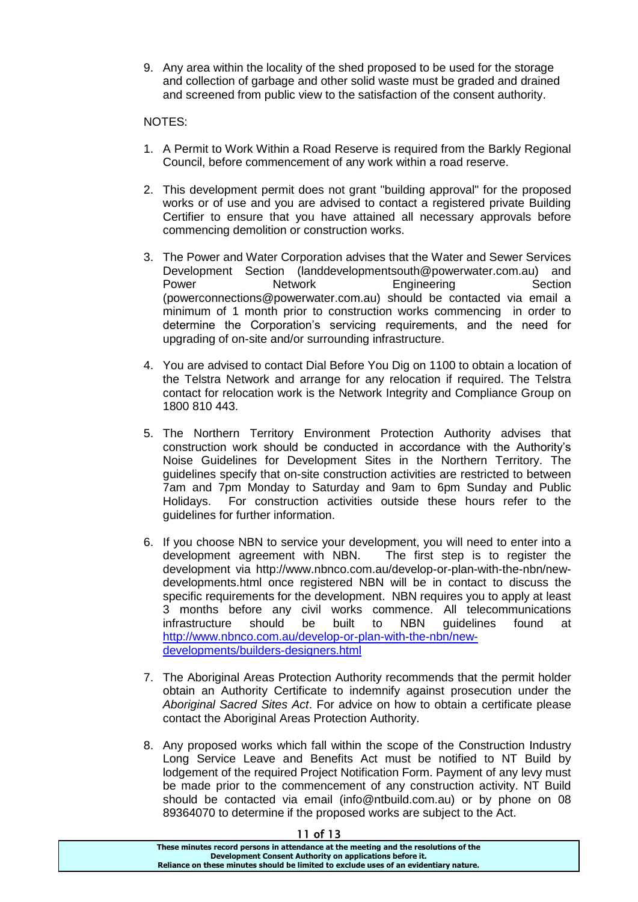9. Any area within the locality of the shed proposed to be used for the storage and collection of garbage and other solid waste must be graded and drained and screened from public view to the satisfaction of the consent authority.

NOTES:

1. A Permit to Work Within a Road Reserve is required from the Barkly Regional Council, before commencement of any work within a road reserve.

2. This development permit does not grant "building approval" for the proposed works or of use and you are advised to contact a registered private Building Certifier to ensure that you have attained all necessary approvals before commencing demolition or construction works.

3. The Power and Water Corporation advises that the Water and Sewer Services Development Section (landdevelopmentsouth@powerwater.com.au) and Power Network Engineering Section (powerconnections@powerwater.com.au) should be contacted via email a minimum of 1 month prior to construction works commencing in order to determine the Corporation's servicing requirements, and the need for upgrading of on-site and/or surrounding infrastructure.

4. You are advised to contact Dial Before You Dig on 1100 to obtain a location of the Telstra Network and arrange for any relocation if required. The Telstra contact for relocation work is the Network Integrity and Compliance Group on 1800 810 443.

5. The Northern Territory Environment Protection Authority advises that construction work should be conducted in accordance with the Authority's Noise Guidelines for Development Sites in the Northern Territory. The guidelines specify that on-site construction activities are restricted to between 7am and 7pm Monday to Saturday and 9am to 6pm Sunday and Public Holidays. For construction activities outside these hours refer to the guidelines for further information.

6. If you choose NBN to service your development, you will need to enter into a development agreement with NBN. The first step is to register the development via http://www.nbnco.com.au/develop-or-plan-with-the-nbn/new-developments.html once registered NBN will be in contact to discuss the specific requirements for the development. NBN requires you to apply at least 3 months before any civil works commence. All telecommunications infrastructure should be built to NBN guidelines found at http://www.nbnco.com.au/develop-or-plan-with-the-nbn/new-developments/builders-designers.html

7. The Aboriginal Areas Protection Authority recommends that the permit holder obtain an Authority Certificate to indemnify against prosecution under the *Aboriginal Sacred Sites Act*. For advice on how to obtain a certificate please contact the Aboriginal Areas Protection Authority.

8. Any proposed works which fall within the scope of the Construction Industry Long Service Leave and Benefits Act must be notified to NT Build by lodgement of the required Project Notification Form. Payment of any levy must be made prior to the commencement of any construction activity. NT Build should be contacted via email (info@ntbuild.com.au) or by phone on 08 89364070 to determine if the proposed works are subject to the Act.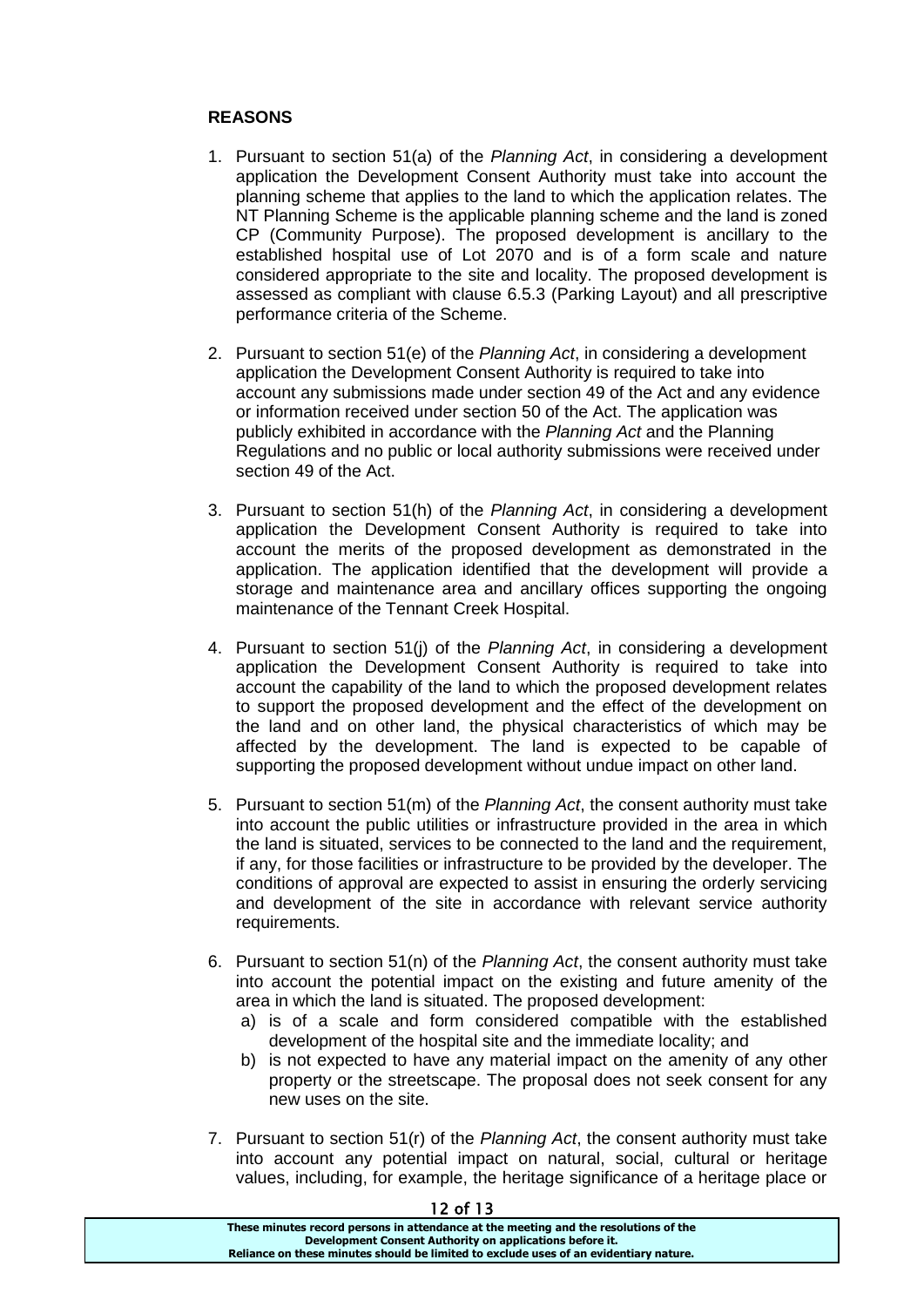**REASONS**

1. Pursuant to section 51(a) of the *Planning Act*, in considering a development application the Development Consent Authority must take into account the planning scheme that applies to the land to which the application relates. The NT Planning Scheme is the applicable planning scheme and the land is zoned CP (Community Purpose). The proposed development is ancillary to the established hospital use of Lot 2070 and is of a form scale and nature considered appropriate to the site and locality. The proposed development is assessed as compliant with clause 6.5.3 (Parking Layout) and all prescriptive performance criteria of the Scheme.

2. Pursuant to section 51(e) of the *Planning Act*, in considering a development application the Development Consent Authority is required to take into account any submissions made under section 49 of the Act and any evidence or information received under section 50 of the Act. The application was publicly exhibited in accordance with the *Planning Act* and the Planning Regulations and no public or local authority submissions were received under section 49 of the Act.

3. Pursuant to section 51(h) of the *Planning Act*, in considering a development application the Development Consent Authority is required to take into account the merits of the proposed development as demonstrated in the application. The application identified that the development will provide a storage and maintenance area and ancillary offices supporting the ongoing maintenance of the Tennant Creek Hospital.

4. Pursuant to section 51(j) of the *Planning Act*, in considering a development application the Development Consent Authority is required to take into account the capability of the land to which the proposed development relates to support the proposed development and the effect of the development on the land and on other land, the physical characteristics of which may be affected by the development. The land is expected to be capable of supporting the proposed development without undue impact on other land.

5. Pursuant to section 51(m) of the *Planning Act*, the consent authority must take into account the public utilities or infrastructure provided in the area in which the land is situated, services to be connected to the land and the requirement, if any, for those facilities or infrastructure to be provided by the developer. The conditions of approval are expected to assist in ensuring the orderly servicing and development of the site in accordance with relevant service authority requirements.

6. Pursuant to section 51(n) of the *Planning Act*, the consent authority must take into account the potential impact on the existing and future amenity of the area in which the land is situated. The proposed development:
   a) is of a scale and form considered compatible with the established development of the hospital site and the immediate locality; and
   b) is not expected to have any material impact on the amenity of any other property or the streetscape. The proposal does not seek consent for any new uses on the site.

7. Pursuant to section 51(r) of the *Planning Act*, the consent authority must take into account any potential impact on natural, social, cultural or heritage values, including, for example, the heritage significance of a heritage place or

These minutes record persons in attendance at the meeting and the resolutions of the Development Consent Authority on applications before it.
Reliance on these minutes should be limited to exclude uses of an evidentiary nature.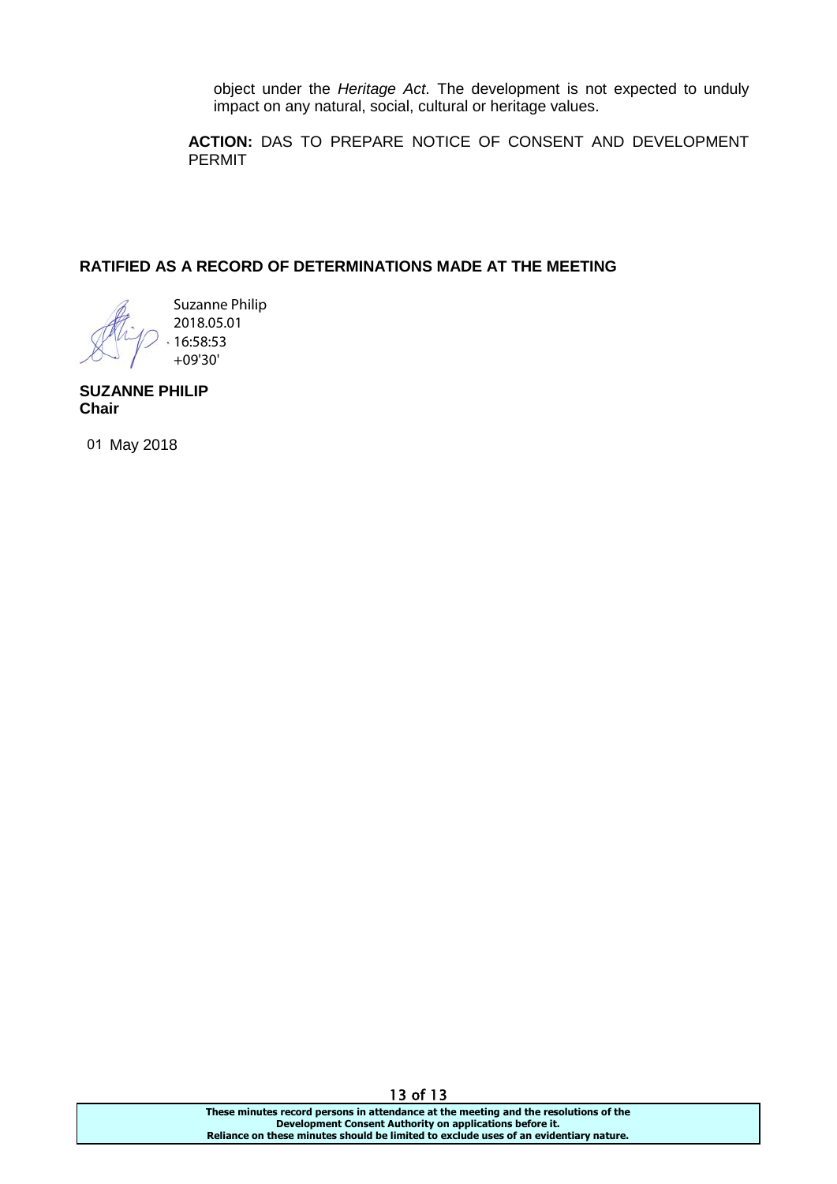object under the *Heritage Act*. The development is not expected to unduly impact on any natural, social, cultural or heritage values.

**ACTION:** DAS TO PREPARE NOTICE OF CONSENT AND DEVELOPMENT PERMIT

**RATIFIED AS A RECORD OF DETERMINATIONS MADE AT THE MEETING**

Suzanne Philip
2018.05.01
16:58:53
+09'30'

**SUZANNE PHILIP**
**Chair**

01 May 2018

**These minutes record persons in attendance at the meeting and the resolutions of the Development Consent Authority on applications before it. Reliance on these minutes should be limited to exclude uses of an evidentiary nature.**